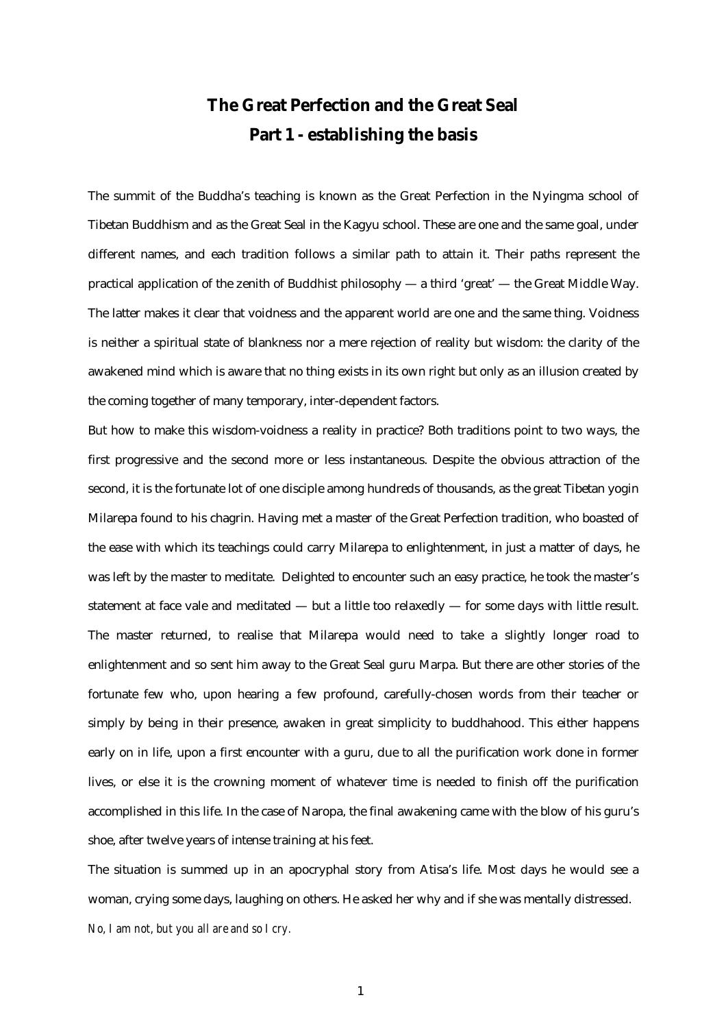# The Great Perfection and the Great Seal

## Part 1 - establishing the basis

The summit of the Buddha's teaching is known as the Great Perfection in the Nyingma school of Tibetan Buddhism and as the Great Seal in the Kagyu school. These are one and the same goal, under different names, and each tradition follows a similar path to attain it. Their paths represent the practical application of the zenith of Buddhist philosophy — a third 'great' — the Great Middle Way. The latter makes it clear that voidness and the apparent world are one and the same thing. Voidness is neither a spiritual state of blankness nor a mere rejection of reality but wisdom: the clarity of the awakened mind which is aware that no thing exists in its own right but only as an illusion created by the coming together of many temporary, inter-dependent factors.

But how to make this wisdom-voidness a reality in practice? Both traditions point to two ways, the first progressive and the second more or less instantaneous. Despite the obvious attraction of the second, it is the fortunate lot of one disciple among hundreds of thousands, as the great Tibetan yogin Milarepa found to his chagrin. Having met a master of the Great Perfection tradition, who boasted of the ease with which its teachings could carry Milarepa to enlightenment, in just a matter of days, he was left by the master to meditate. Delighted to encounter such an easy practice, he took the master's statement at face vale and meditated — but a little too relaxedly — for some days with little result. The master returned, to realise that Milarepa would need to take a slightly longer road to enlightenment and so sent him away to the Great Seal guru Marpa. But there are other stories of the fortunate few who, upon hearing a few profound, carefully-chosen words from their teacher or simply by being in their presence, awaken in great simplicity to buddhahood. This either happens early on in life, upon a first encounter with a guru, due to all the purification work done in former lives, or else it is the crowning moment of whatever time is needed to finish off the purification accomplished in this life. In the case of Naropa, the final awakening came with the blow of his guru's shoe, after twelve years of intense training at his feet.

The situation is summed up in an apocryphal story from Atisa's life. Most days he would see a woman, crying some days, laughing on others. He asked her why and if she was mentally distressed.

*No, I am not, but you all are and so I cry.*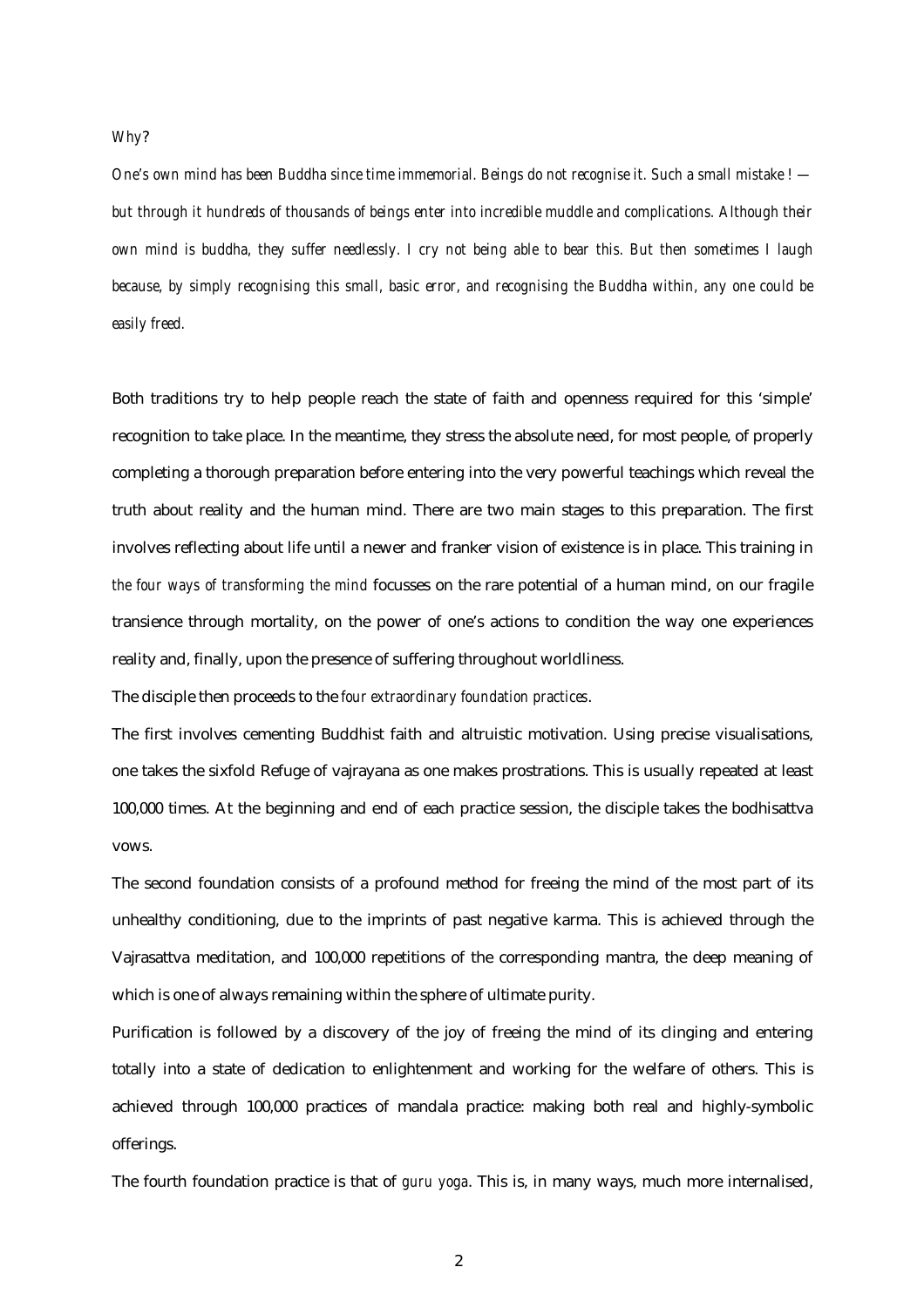*Why?*

*One's own mind has been Buddha since time immemorial. Beings do not recognise it. Such a small mistake ! — but through it hundreds of thousands of beings enter into incredible muddle and complications. Although their own mind is buddha, they suffer needlessly. I cry not being able to bear this. But then sometimes I laugh because, by simply recognising this small, basic error, and recognising the Buddha within, any one could be easily freed.*

Both traditions try to help people reach the state of faith and openness required for this 'simple' recognition to take place. In the meantime, they stress the absolute need, for most people, of properly completing a thorough preparation before entering into the very powerful teachings which reveal the truth about reality and the human mind. There are two main stages to this preparation. The first involves reflecting about life until a newer and franker vision of existence is in place. This training in *the four ways of transforming the mind* focusses on the rare potential of a human mind, on our fragile transience through mortality, on the power of one's actions to condition the way one experiences reality and, finally, upon the presence of suffering throughout worldliness.

The disciple then proceeds to the *four extraordinary foundation practices*.

The first involves cementing Buddhist faith and altruistic motivation. Using precise visualisations, one takes the sixfold Refuge of vajrayana as one makes prostrations. This is usually repeated at least 100,000 times. At the beginning and end of each practice session, the disciple takes the bodhisattva vows.

The second foundation consists of a profound method for freeing the mind of the most part of its unhealthy conditioning, due to the imprints of past negative karma. This is achieved through the Vajrasattva meditation, and 100,000 repetitions of the corresponding mantra, the deep meaning of which is one of always remaining within the sphere of ultimate purity.

Purification is followed by a discovery of the joy of freeing the mind of its clinging and entering totally into a state of dedication to enlightenment and working for the welfare of others. This is achieved through 100,000 practices of mandala practice: making both real and highly-symbolic offerings.

The fourth foundation practice is that of *guru yoga*. This is, in many ways, much more internalised,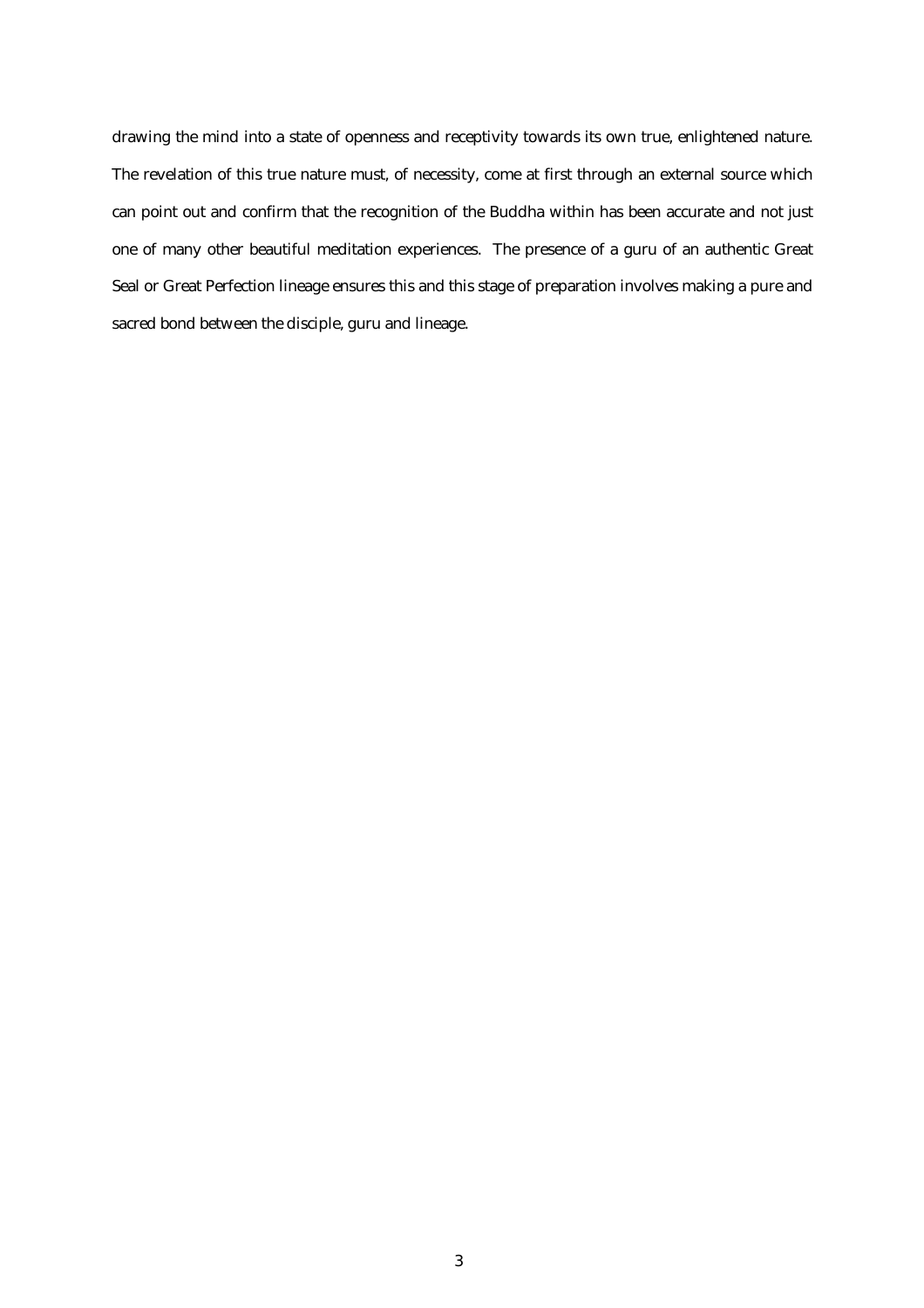drawing the mind into a state of openness and receptivity towards its own true, enlightened nature. The revelation of this true nature must, of necessity, come at first through an external source which can point out and confirm that the recognition of the Buddha within has been accurate and not just one of many other beautiful meditation experiences. The presence of a guru of an authentic Great Seal or Great Perfection lineage ensures this and this stage of preparation involves making a pure and sacred bond between the disciple, guru and lineage.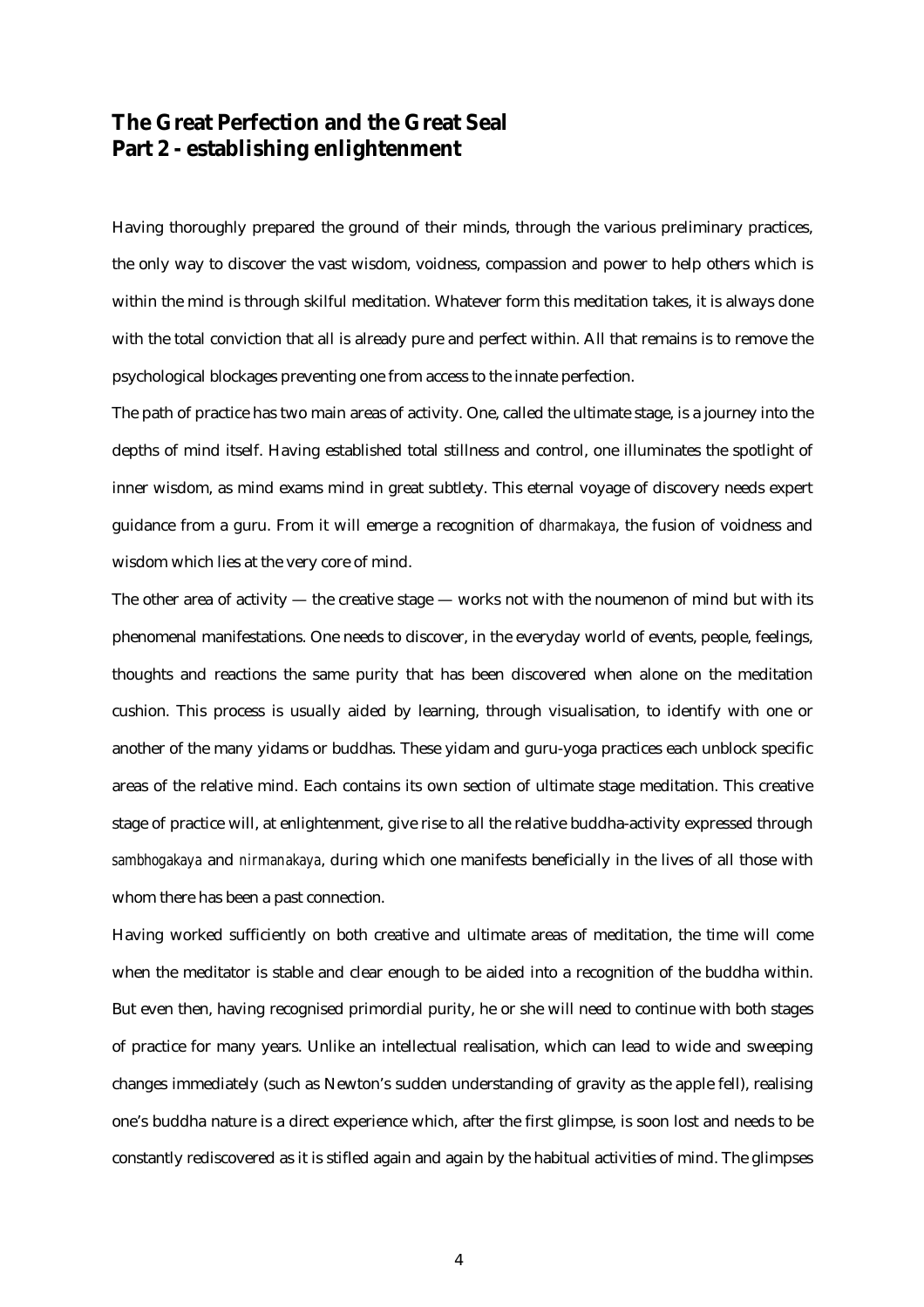## The Great Perfection and the Great Seal
## Part 2 - establishing enlightenment

Having thoroughly prepared the ground of their minds, through the various preliminary practices, the only way to discover the vast wisdom, voidness, compassion and power to help others which is within the mind is through skilful meditation. Whatever form this meditation takes, it is always done with the total conviction that all is already pure and perfect within. All that remains is to remove the psychological blockages preventing one from access to the innate perfection.

The path of practice has two main areas of activity. One, called the ultimate stage, is a journey into the depths of mind itself. Having established total stillness and control, one illuminates the spotlight of inner wisdom, as mind exams mind in great subtlety. This eternal voyage of discovery needs expert guidance from a guru. From it will emerge a recognition of *dharmakaya*, the fusion of voidness and wisdom which lies at the very core of mind.

The other area of activity — the creative stage — works not with the noumenon of mind but with its phenomenal manifestations. One needs to discover, in the everyday world of events, people, feelings, thoughts and reactions the same purity that has been discovered when alone on the meditation cushion. This process is usually aided by learning, through visualisation, to identify with one or another of the many yidams or buddhas. These yidam and guru-yoga practices each unblock specific areas of the relative mind. Each contains its own section of ultimate stage meditation. This creative stage of practice will, at enlightenment, give rise to all the relative buddha-activity expressed through *sambhogakaya* and *nirmanakaya*, during which one manifests beneficially in the lives of all those with whom there has been a past connection.

Having worked sufficiently on both creative and ultimate areas of meditation, the time will come when the meditator is stable and clear enough to be aided into a recognition of the buddha within. But even then, having recognised primordial purity, he or she will need to continue with both stages of practice for many years. Unlike an intellectual realisation, which can lead to wide and sweeping changes immediately (such as Newton's sudden understanding of gravity as the apple fell), realising one's buddha nature is a direct experience which, after the first glimpse, is soon lost and needs to be constantly rediscovered as it is stifled again and again by the habitual activities of mind. The glimpses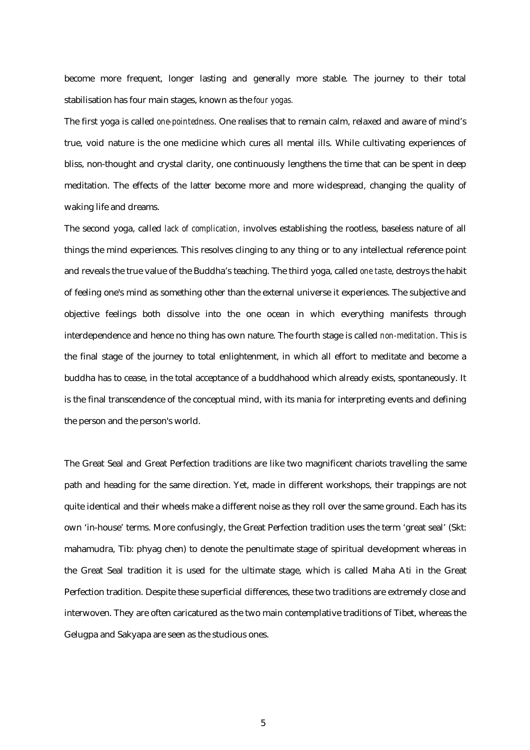become more frequent, longer lasting and generally more stable. The journey to their total stabilisation has four main stages, known as the *four yogas.*

The first yoga is called *one-pointedness*. One realises that to remain calm, relaxed and aware of mind's true, void nature is the one medicine which cures all mental ills. While cultivating experiences of bliss, non-thought and crystal clarity, one continuously lengthens the time that can be spent in deep meditation. The effects of the latter become more and more widespread, changing the quality of waking life and dreams.

The second yoga, called *lack of complication*, involves establishing the rootless, baseless nature of all things the mind experiences. This resolves clinging to any thing or to any intellectual reference point and reveals the true value of the Buddha's teaching. The third yoga, called *one taste*, destroys the habit of feeling one's mind as something other than the external universe it experiences. The subjective and objective feelings both dissolve into the one ocean in which everything manifests through interdependence and hence no thing has own nature. The fourth stage is called *non-meditation*. This is the final stage of the journey to total enlightenment, in which all effort to meditate and become a buddha has to cease, in the total acceptance of a buddhahood which already exists, spontaneously. It is the final transcendence of the conceptual mind, with its mania for interpreting events and defining the person and the person's world.

The Great Seal and Great Perfection traditions are like two magnificent chariots travelling the same path and heading for the same direction. Yet, made in different workshops, their trappings are not quite identical and their wheels make a different noise as they roll over the same ground. Each has its own 'in-house' terms. More confusingly, the Great Perfection tradition uses the term 'great seal' (Skt: mahamudra, Tib: phyag chen) to denote the penultimate stage of spiritual development whereas in the Great Seal tradition it is used for the ultimate stage, which is called Maha Ati in the Great Perfection tradition. Despite these superficial differences, these two traditions are extremely close and interwoven. They are often caricatured as the two main contemplative traditions of Tibet, whereas the Gelugpa and Sakyapa are seen as the studious ones.